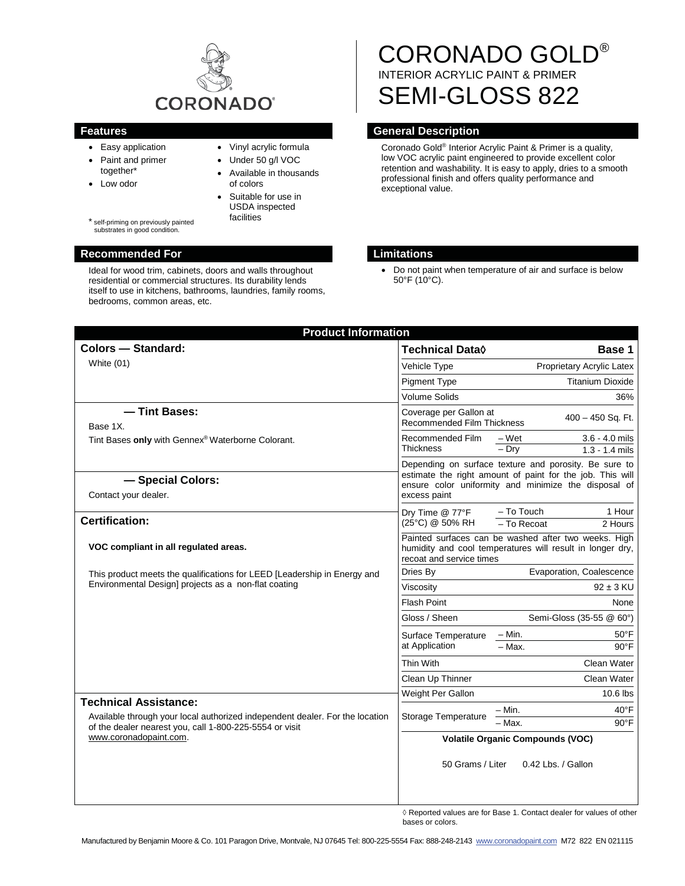CORONADO

# CORONADO GOLD®

INTERIOR ACRYLIC PAINT & PRIMER

# SEMI-GLOSS 822

## Features

- Easy application
- Paint and primer together*
- Low odor
- Vinyl acrylic formula
- Under 50 g/l VOC
- Available in thousands of colors
- Suitable for use in USDA inspected facilities

* self-priming on previously painted substrates in good condition.

## General Description

Coronado Gold® Interior Acrylic Paint & Primer is a quality, low VOC acrylic paint engineered to provide excellent color retention and washability. It is easy to apply, dries to a smooth professional finish and offers quality performance and exceptional value.

## Recommended For

Ideal for wood trim, cabinets, doors and walls throughout residential or commercial structures. Its durability lends itself to use in kitchens, bathrooms, laundries, family rooms, bedrooms, common areas, etc.

## Limitations

- Do not paint when temperature of air and surface is below 50°F (10°C).

## Product Information

### Colors — Standard:

White (01)

### — Tint Bases:

Base 1X.

Tint Bases **only** with Gennex® Waterborne Colorant.

### — Special Colors:

Contact your dealer.

### Certification:

**VOC compliant in all regulated areas.**

This product meets the qualifications for LEED [Leadership in Energy and Environmental Design] projects as a non-flat coating

### Technical Assistance:

Available through your local authorized independent dealer. For the location of the dealer nearest you, call 1-800-225-5554 or visit www.coronadopaint.com.

| Technical Data◊ | | Base 1 |
|---|---|---|
| Vehicle Type | | Proprietary Acrylic Latex |
| Pigment Type | | Titanium Dioxide |
| Volume Solids | | 36% |
| Coverage per Gallon at Recommended Film Thickness | | 400 – 450 Sq. Ft. |
| Recommended Film Thickness | – Wet | 3.6 - 4.0 mils |
| | – Dry | 1.3 - 1.4 mils |
| Depending on surface texture and porosity. Be sure to estimate the right amount of paint for the job. This will ensure color uniformity and minimize the disposal of excess paint | | |
| Dry Time @ 77°F (25°C) @ 50% RH | – To Touch | 1 Hour |
| | – To Recoat | 2 Hours |
| Painted surfaces can be washed after two weeks. High humidity and cool temperatures will result in longer dry, recoat and service times | | |
| Dries By | | Evaporation, Coalescence |
| Viscosity | | 92 ± 3 KU |
| Flash Point | | None |
| Gloss / Sheen | | Semi-Gloss (35-55 @ 60°) |
| Surface Temperature at Application | – Min. | 50°F |
| | – Max. | 90°F |
| Thin With | | Clean Water |
| Clean Up Thinner | | Clean Water |
| Weight Per Gallon | | 10.6 lbs |
| Storage Temperature | – Min. | 40°F |
| | – Max. | 90°F |
| **Volatile Organic Compounds (VOC)** | | |
| 50 Grams / Liter | | 0.42 Lbs. / Gallon |

◊ Reported values are for Base 1. Contact dealer for values of other bases or colors.

Manufactured by Benjamin Moore & Co. 101 Paragon Drive, Montvale, NJ 07645 Tel: 800-225-5554 Fax: 888-248-2143 www.coronadopaint.com M72 822 EN 021115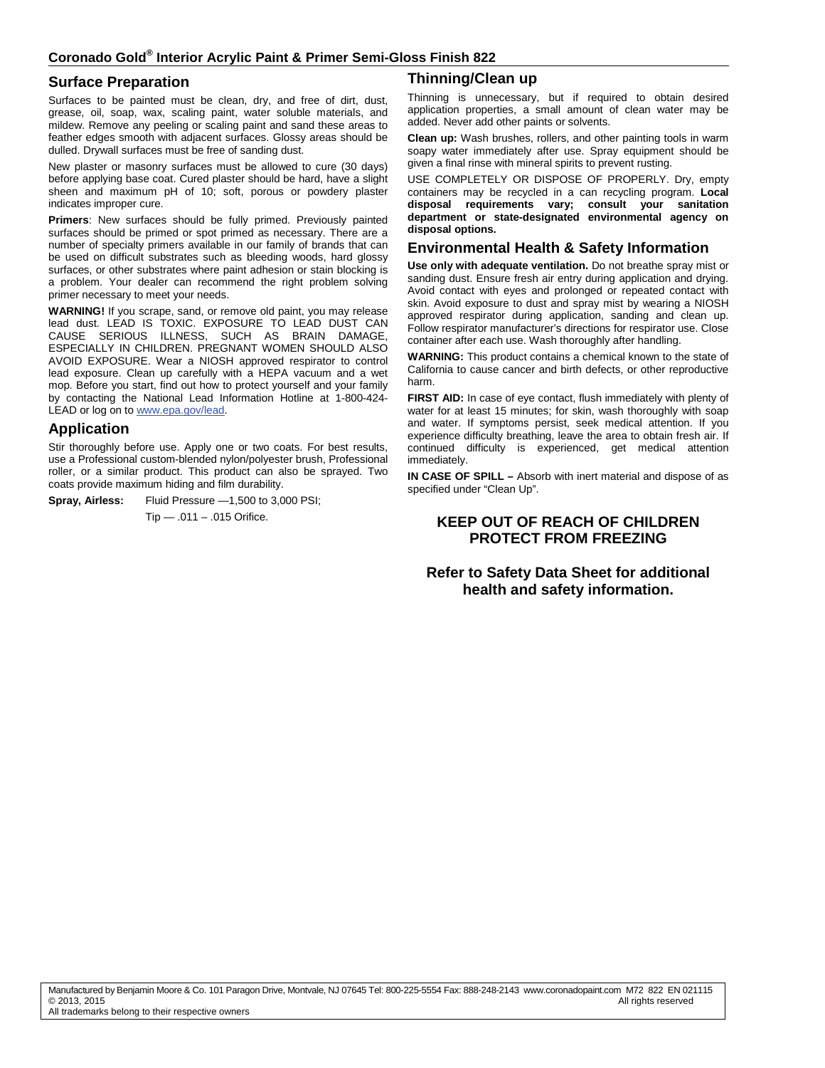## Coronado Gold® Interior Acrylic Paint & Primer Semi-Gloss Finish 822

### Surface Preparation

Surfaces to be painted must be clean, dry, and free of dirt, dust, grease, oil, soap, wax, scaling paint, water soluble materials, and mildew. Remove any peeling or scaling paint and sand these areas to feather edges smooth with adjacent surfaces. Glossy areas should be dulled. Drywall surfaces must be free of sanding dust.

New plaster or masonry surfaces must be allowed to cure (30 days) before applying base coat. Cured plaster should be hard, have a slight sheen and maximum pH of 10; soft, porous or powdery plaster indicates improper cure.

**Primers**: New surfaces should be fully primed. Previously painted surfaces should be primed or spot primed as necessary. There are a number of specialty primers available in our family of brands that can be used on difficult substrates such as bleeding woods, hard glossy surfaces, or other substrates where paint adhesion or stain blocking is a problem. Your dealer can recommend the right problem solving primer necessary to meet your needs.

**WARNING!** If you scrape, sand, or remove old paint, you may release lead dust. LEAD IS TOXIC. EXPOSURE TO LEAD DUST CAN CAUSE SERIOUS ILLNESS, SUCH AS BRAIN DAMAGE, ESPECIALLY IN CHILDREN. PREGNANT WOMEN SHOULD ALSO AVOID EXPOSURE. Wear a NIOSH approved respirator to control lead exposure. Clean up carefully with a HEPA vacuum and a wet mop. Before you start, find out how to protect yourself and your family by contacting the National Lead Information Hotline at 1-800-424-LEAD or log on to www.epa.gov/lead.

### Application

Stir thoroughly before use. Apply one or two coats. For best results, use a Professional custom-blended nylon/polyester brush, Professional roller, or a similar product. This product can also be sprayed. Two coats provide maximum hiding and film durability.

**Spray, Airless:** Fluid Pressure —1,500 to 3,000 PSI;
Tip — .011 – .015 Orifice.

### Thinning/Clean up

Thinning is unnecessary, but if required to obtain desired application properties, a small amount of clean water may be added. Never add other paints or solvents.

**Clean up:** Wash brushes, rollers, and other painting tools in warm soapy water immediately after use. Spray equipment should be given a final rinse with mineral spirits to prevent rusting.

USE COMPLETELY OR DISPOSE OF PROPERLY. Dry, empty containers may be recycled in a can recycling program. **Local disposal requirements vary; consult your sanitation department or state-designated environmental agency on disposal options.**

### Environmental Health & Safety Information

**Use only with adequate ventilation.** Do not breathe spray mist or sanding dust. Ensure fresh air entry during application and drying. Avoid contact with eyes and prolonged or repeated contact with skin. Avoid exposure to dust and spray mist by wearing a NIOSH approved respirator during application, sanding and clean up. Follow respirator manufacturer's directions for respirator use. Close container after each use. Wash thoroughly after handling.

**WARNING:** This product contains a chemical known to the state of California to cause cancer and birth defects, or other reproductive harm.

**FIRST AID:** In case of eye contact, flush immediately with plenty of water for at least 15 minutes; for skin, wash thoroughly with soap and water. If symptoms persist, seek medical attention. If you experience difficulty breathing, leave the area to obtain fresh air. If continued difficulty is experienced, get medical attention immediately.

**IN CASE OF SPILL –** Absorb with inert material and dispose of as specified under "Clean Up".

**KEEP OUT OF REACH OF CHILDREN**
**PROTECT FROM FREEZING**

**Refer to Safety Data Sheet for additional health and safety information.**

Manufactured by Benjamin Moore & Co. 101 Paragon Drive, Montvale, NJ 07645 Tel: 800-225-5554 Fax: 888-248-2143 www.coronadopaint.com M72 822 EN 021115
© 2013, 2015 All rights reserved
All trademarks belong to their respective owners